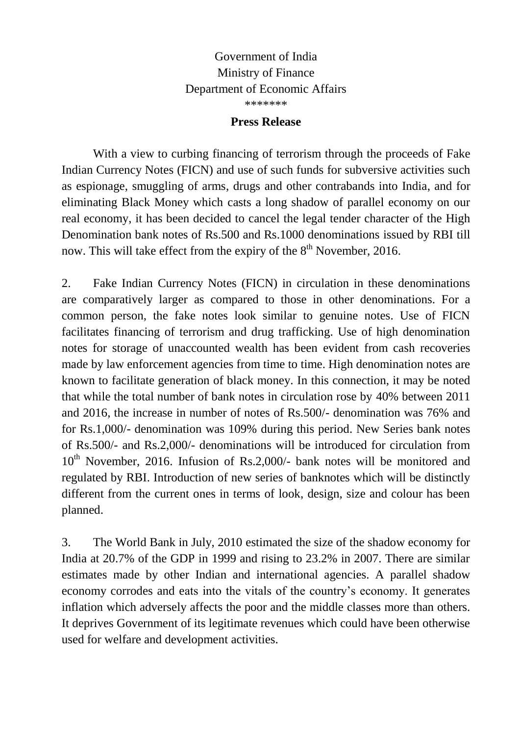Government of India

Ministry of Finance

Department of Economic Affairs

\*\*\*\*\*\*\*

**Press Release**

With a view to curbing financing of terrorism through the proceeds of Fake Indian Currency Notes (FICN) and use of such funds for subversive activities such as espionage, smuggling of arms, drugs and other contrabands into India, and for eliminating Black Money which casts a long shadow of parallel economy on our real economy, it has been decided to cancel the legal tender character of the High Denomination bank notes of Rs.500 and Rs.1000 denominations issued by RBI till now. This will take effect from the expiry of the 8th November, 2016.

2. Fake Indian Currency Notes (FICN) in circulation in these denominations are comparatively larger as compared to those in other denominations. For a common person, the fake notes look similar to genuine notes. Use of FICN facilitates financing of terrorism and drug trafficking. Use of high denomination notes for storage of unaccounted wealth has been evident from cash recoveries made by law enforcement agencies from time to time. High denomination notes are known to facilitate generation of black money. In this connection, it may be noted that while the total number of bank notes in circulation rose by 40% between 2011 and 2016, the increase in number of notes of Rs.500/- denomination was 76% and for Rs.1,000/- denomination was 109% during this period. New Series bank notes of Rs.500/- and Rs.2,000/- denominations will be introduced for circulation from 10th November, 2016. Infusion of Rs.2,000/- bank notes will be monitored and regulated by RBI. Introduction of new series of banknotes which will be distinctly different from the current ones in terms of look, design, size and colour has been planned.

3. The World Bank in July, 2010 estimated the size of the shadow economy for India at 20.7% of the GDP in 1999 and rising to 23.2% in 2007. There are similar estimates made by other Indian and international agencies. A parallel shadow economy corrodes and eats into the vitals of the country's economy. It generates inflation which adversely affects the poor and the middle classes more than others. It deprives Government of its legitimate revenues which could have been otherwise used for welfare and development activities.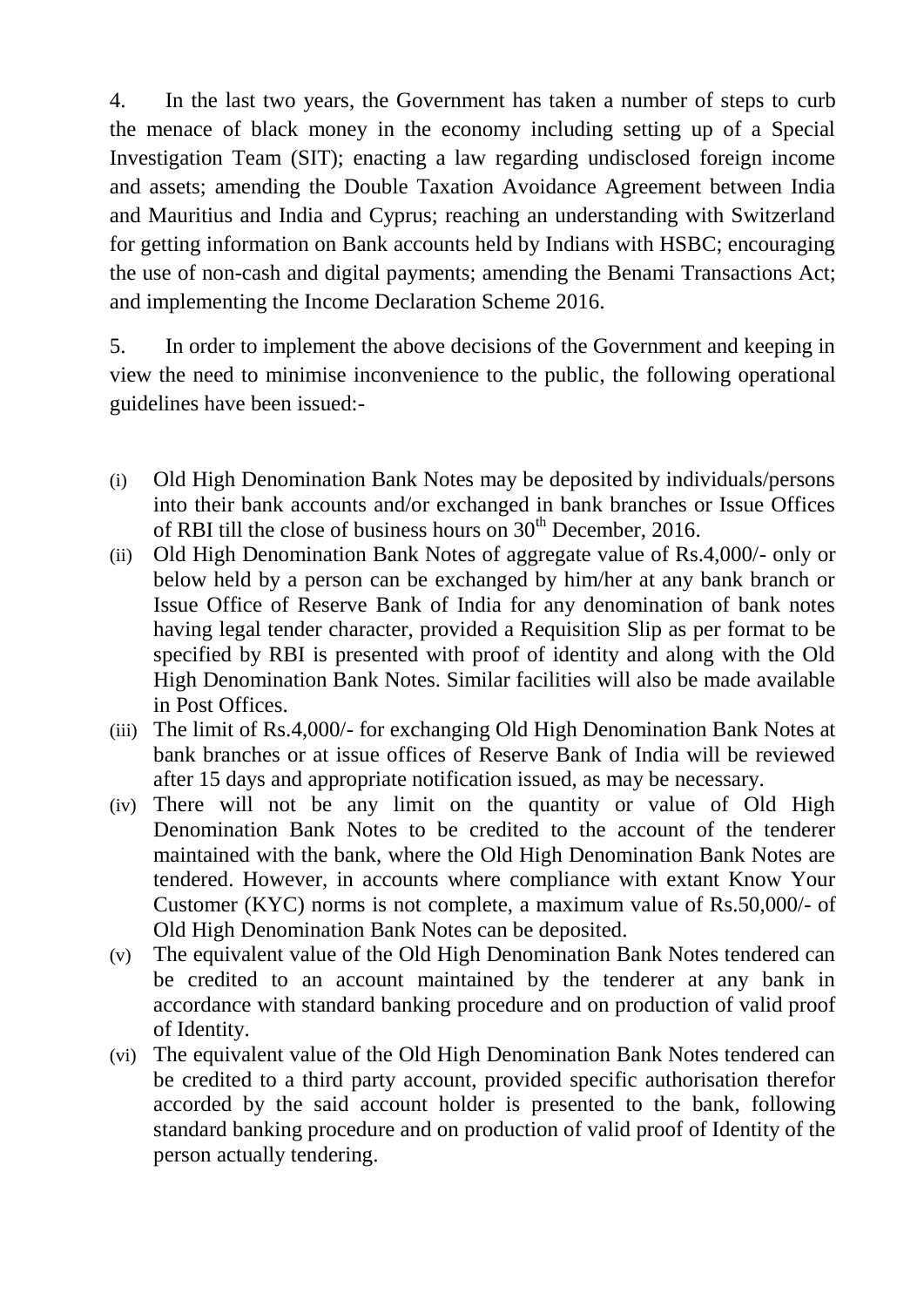4. In the last two years, the Government has taken a number of steps to curb the menace of black money in the economy including setting up of a Special Investigation Team (SIT); enacting a law regarding undisclosed foreign income and assets; amending the Double Taxation Avoidance Agreement between India and Mauritius and India and Cyprus; reaching an understanding with Switzerland for getting information on Bank accounts held by Indians with HSBC; encouraging the use of non-cash and digital payments; amending the Benami Transactions Act; and implementing the Income Declaration Scheme 2016.

5. In order to implement the above decisions of the Government and keeping in view the need to minimise inconvenience to the public, the following operational guidelines have been issued:-

(i) Old High Denomination Bank Notes may be deposited by individuals/persons into their bank accounts and/or exchanged in bank branches or Issue Offices of RBI till the close of business hours on 30th December, 2016.

(ii) Old High Denomination Bank Notes of aggregate value of Rs.4,000/- only or below held by a person can be exchanged by him/her at any bank branch or Issue Office of Reserve Bank of India for any denomination of bank notes having legal tender character, provided a Requisition Slip as per format to be specified by RBI is presented with proof of identity and along with the Old High Denomination Bank Notes. Similar facilities will also be made available in Post Offices.

(iii) The limit of Rs.4,000/- for exchanging Old High Denomination Bank Notes at bank branches or at issue offices of Reserve Bank of India will be reviewed after 15 days and appropriate notification issued, as may be necessary.

(iv) There will not be any limit on the quantity or value of Old High Denomination Bank Notes to be credited to the account of the tenderer maintained with the bank, where the Old High Denomination Bank Notes are tendered. However, in accounts where compliance with extant Know Your Customer (KYC) norms is not complete, a maximum value of Rs.50,000/- of Old High Denomination Bank Notes can be deposited.

(v) The equivalent value of the Old High Denomination Bank Notes tendered can be credited to an account maintained by the tenderer at any bank in accordance with standard banking procedure and on production of valid proof of Identity.

(vi) The equivalent value of the Old High Denomination Bank Notes tendered can be credited to a third party account, provided specific authorisation therefor accorded by the said account holder is presented to the bank, following standard banking procedure and on production of valid proof of Identity of the person actually tendering.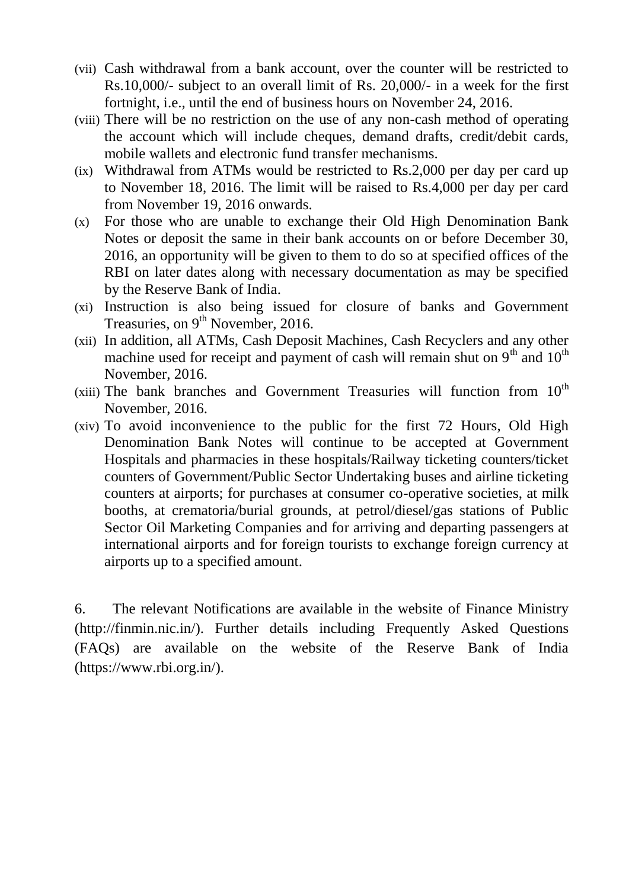(vii) Cash withdrawal from a bank account, over the counter will be restricted to Rs.10,000/- subject to an overall limit of Rs. 20,000/- in a week for the first fortnight, i.e., until the end of business hours on November 24, 2016.

(viii) There will be no restriction on the use of any non-cash method of operating the account which will include cheques, demand drafts, credit/debit cards, mobile wallets and electronic fund transfer mechanisms.

(ix) Withdrawal from ATMs would be restricted to Rs.2,000 per day per card up to November 18, 2016. The limit will be raised to Rs.4,000 per day per card from November 19, 2016 onwards.

(x) For those who are unable to exchange their Old High Denomination Bank Notes or deposit the same in their bank accounts on or before December 30, 2016, an opportunity will be given to them to do so at specified offices of the RBI on later dates along with necessary documentation as may be specified by the Reserve Bank of India.

(xi) Instruction is also being issued for closure of banks and Government Treasuries, on 9th November, 2016.

(xii) In addition, all ATMs, Cash Deposit Machines, Cash Recyclers and any other machine used for receipt and payment of cash will remain shut on 9th and 10th November, 2016.

(xiii) The bank branches and Government Treasuries will function from 10th November, 2016.

(xiv) To avoid inconvenience to the public for the first 72 Hours, Old High Denomination Bank Notes will continue to be accepted at Government Hospitals and pharmacies in these hospitals/Railway ticketing counters/ticket counters of Government/Public Sector Undertaking buses and airline ticketing counters at airports; for purchases at consumer co-operative societies, at milk booths, at crematoria/burial grounds, at petrol/diesel/gas stations of Public Sector Oil Marketing Companies and for arriving and departing passengers at international airports and for foreign tourists to exchange foreign currency at airports up to a specified amount.

6. The relevant Notifications are available in the website of Finance Ministry (http://finmin.nic.in/). Further details including Frequently Asked Questions (FAQs) are available on the website of the Reserve Bank of India (https://www.rbi.org.in/).